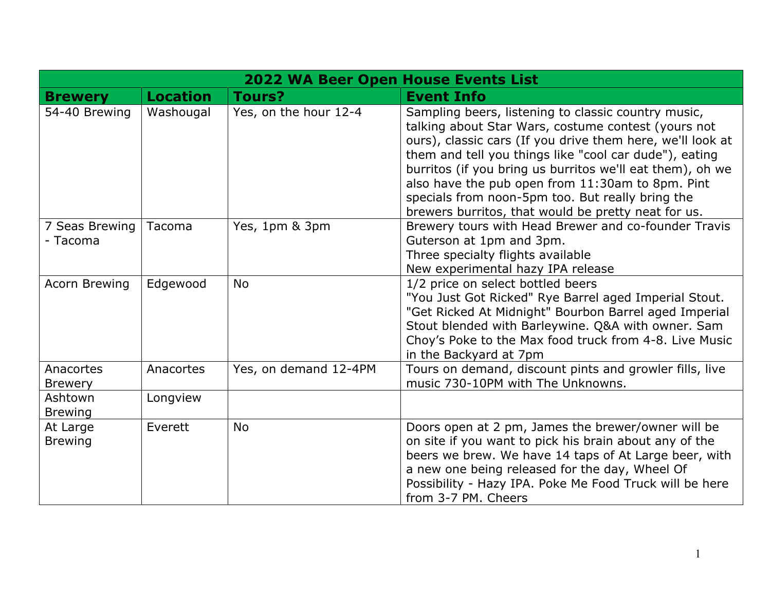| 2022 WA Beer Open House Events List | | | |
|---|---|---|---|
| **Brewery** | **Location** | **Tours?** | **Event Info** |
| 54-40 Brewing | Washougal | Yes, on the hour 12-4 | Sampling beers, listening to classic country music, talking about Star Wars, costume contest (yours not ours), classic cars (If you drive them here, we'll look at them and tell you things like "cool car dude"), eating burritos (if you bring us burritos we'll eat them), oh we also have the pub open from 11:30am to 8pm. Pint specials from noon-5pm too. But really bring the brewers burritos, that would be pretty neat for us. |
| 7 Seas Brewing - Tacoma | Tacoma | Yes, 1pm & 3pm | Brewery tours with Head Brewer and co-founder Travis Guterson at 1pm and 3pm.<br>Three specialty flights available<br>New experimental hazy IPA release |
| Acorn Brewing | Edgewood | No | 1/2 price on select bottled beers<br>"You Just Got Ricked" Rye Barrel aged Imperial Stout. "Get Ricked At Midnight" Bourbon Barrel aged Imperial Stout blended with Barleywine. Q&A with owner. Sam Choy's Poke to the Max food truck from 4-8. Live Music in the Backyard at 7pm |
| Anacortes Brewery | Anacortes | Yes, on demand 12-4PM | Tours on demand, discount pints and growler fills, live music 730-10PM with The Unknowns. |
| Ashtown Brewing | Longview | | |
| At Large Brewing | Everett | No | Doors open at 2 pm, James the brewer/owner will be on site if you want to pick his brain about any of the beers we brew. We have 14 taps of At Large beer, with a new one being released for the day, Wheel Of Possibility - Hazy IPA. Poke Me Food Truck will be here from 3-7 PM. Cheers |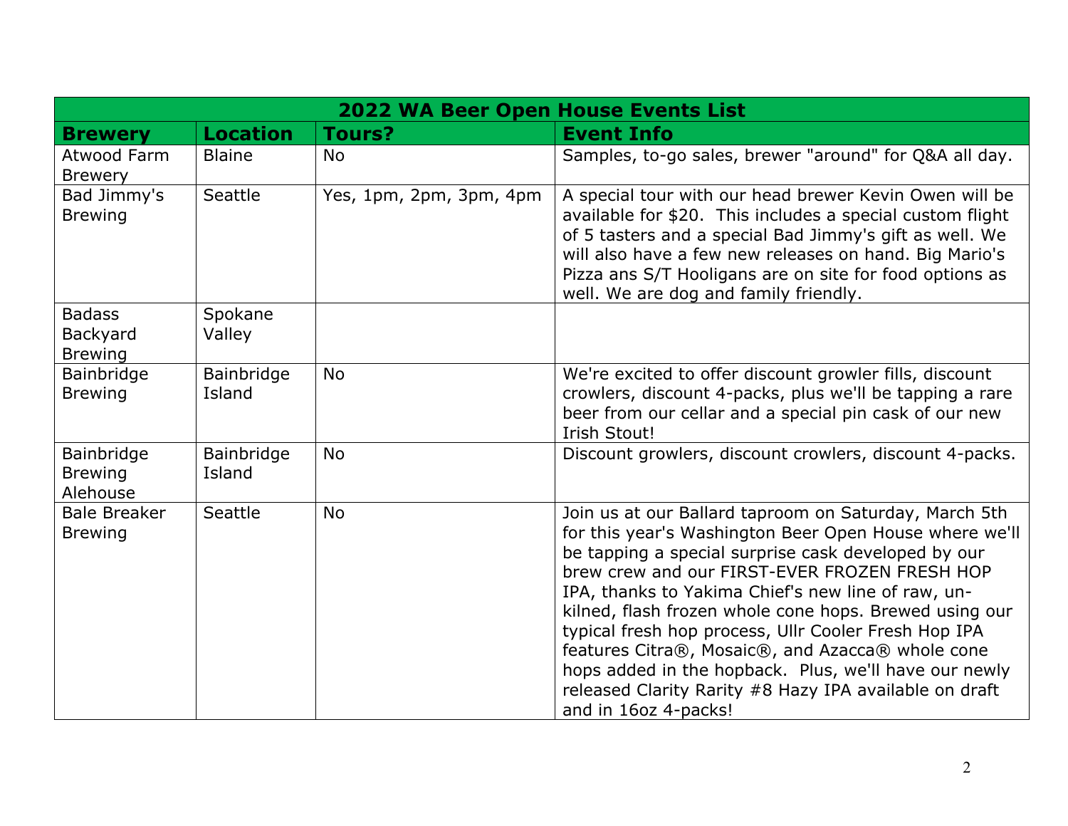| 2022 WA Beer Open House Events List | | | |
|---|---|---|---|
| **Brewery** | **Location** | **Tours?** | **Event Info** |
| Atwood Farm Brewery | Blaine | No | Samples, to-go sales, brewer "around" for Q&A all day. |
| Bad Jimmy's Brewing | Seattle | Yes, 1pm, 2pm, 3pm, 4pm | A special tour with our head brewer Kevin Owen will be available for $20. This includes a special custom flight of 5 tasters and a special Bad Jimmy's gift as well. We will also have a few new releases on hand. Big Mario's Pizza ans S/T Hooligans are on site for food options as well. We are dog and family friendly. |
| Badass Backyard Brewing | Spokane Valley | | |
| Bainbridge Brewing | Bainbridge Island | No | We're excited to offer discount growler fills, discount crowlers, discount 4-packs, plus we'll be tapping a rare beer from our cellar and a special pin cask of our new Irish Stout! |
| Bainbridge Brewing Alehouse | Bainbridge Island | No | Discount growlers, discount crowlers, discount 4-packs. |
| Bale Breaker Brewing | Seattle | No | Join us at our Ballard taproom on Saturday, March 5th for this year's Washington Beer Open House where we'll be tapping a special surprise cask developed by our brew crew and our FIRST-EVER FROZEN FRESH HOP IPA, thanks to Yakima Chief's new line of raw, un-kilned, flash frozen whole cone hops. Brewed using our typical fresh hop process, Ullr Cooler Fresh Hop IPA features Citra®, Mosaic®, and Azacca® whole cone hops added in the hopback. Plus, we'll have our newly released Clarity Rarity #8 Hazy IPA available on draft and in 16oz 4-packs! |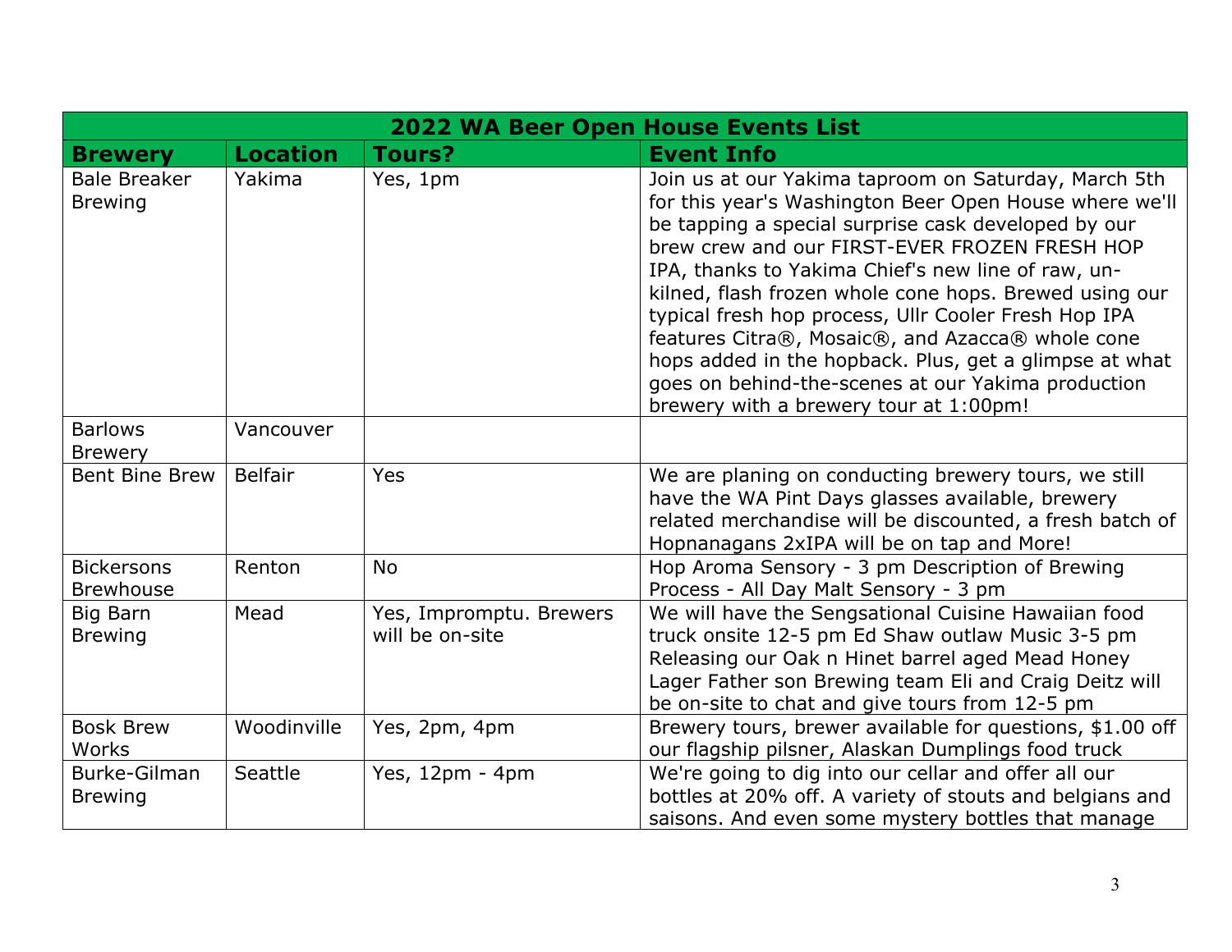| 2022 WA Beer Open House Events List | | | |
|---|---|---|---|
| **Brewery** | **Location** | **Tours?** | **Event Info** |
| Bale Breaker Brewing | Yakima | Yes, 1pm | Join us at our Yakima taproom on Saturday, March 5th for this year's Washington Beer Open House where we'll be tapping a special surprise cask developed by our brew crew and our FIRST-EVER FROZEN FRESH HOP IPA, thanks to Yakima Chief's new line of raw, un-kilned, flash frozen whole cone hops. Brewed using our typical fresh hop process, Ullr Cooler Fresh Hop IPA features Citra®, Mosaic®, and Azacca® whole cone hops added in the hopback. Plus, get a glimpse at what goes on behind-the-scenes at our Yakima production brewery with a brewery tour at 1:00pm! |
| Barlows Brewery | Vancouver | | |
| Bent Bine Brew | Belfair | Yes | We are planing on conducting brewery tours, we still have the WA Pint Days glasses available, brewery related merchandise will be discounted, a fresh batch of Hopnanagans 2xIPA will be on tap and More! |
| Bickersons Brewhouse | Renton | No | Hop Aroma Sensory - 3 pm Description of Brewing Process - All Day Malt Sensory - 3 pm |
| Big Barn Brewing | Mead | Yes, Impromptu. Brewers will be on-site | We will have the Sengsational Cuisine Hawaiian food truck onsite 12-5 pm Ed Shaw outlaw Music 3-5 pm Releasing our Oak n Hinet barrel aged Mead Honey Lager Father son Brewing team Eli and Craig Deitz will be on-site to chat and give tours from 12-5 pm |
| Bosk Brew Works | Woodinville | Yes, 2pm, 4pm | Brewery tours, brewer available for questions, $1.00 off our flagship pilsner, Alaskan Dumplings food truck |
| Burke-Gilman Brewing | Seattle | Yes, 12pm - 4pm | We're going to dig into our cellar and offer all our bottles at 20% off. A variety of stouts and belgians and saisons. And even some mystery bottles that manage |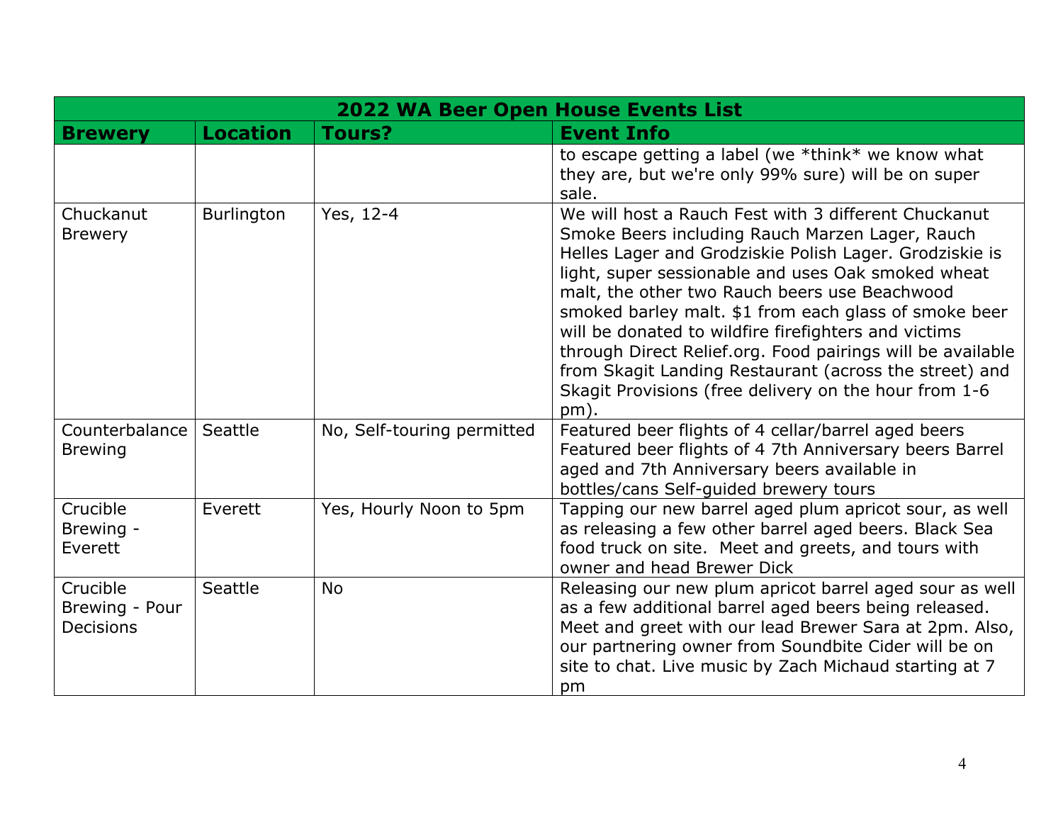| 2022 WA Beer Open House Events List | | | |
|---|---|---|---|
| **Brewery** | **Location** | **Tours?** | **Event Info** |
| | | | to escape getting a label (we *think* we know what they are, but we're only 99% sure) will be on super sale. |
| Chuckanut Brewery | Burlington | Yes, 12-4 | We will host a Rauch Fest with 3 different Chuckanut Smoke Beers including Rauch Marzen Lager, Rauch Helles Lager and Grodziskie Polish Lager. Grodziskie is light, super sessionable and uses Oak smoked wheat malt, the other two Rauch beers use Beachwood smoked barley malt. $1 from each glass of smoke beer will be donated to wildfire firefighters and victims through Direct Relief.org. Food pairings will be available from Skagit Landing Restaurant (across the street) and Skagit Provisions (free delivery on the hour from 1-6 pm). |
| Counterbalance Brewing | Seattle | No, Self-touring permitted | Featured beer flights of 4 cellar/barrel aged beers Featured beer flights of 4 7th Anniversary beers Barrel aged and 7th Anniversary beers available in bottles/cans Self-guided brewery tours |
| Crucible Brewing - Everett | Everett | Yes, Hourly Noon to 5pm | Tapping our new barrel aged plum apricot sour, as well as releasing a few other barrel aged beers. Black Sea food truck on site. Meet and greets, and tours with owner and head Brewer Dick |
| Crucible Brewing - Pour Decisions | Seattle | No | Releasing our new plum apricot barrel aged sour as well as a few additional barrel aged beers being released. Meet and greet with our lead Brewer Sara at 2pm. Also, our partnering owner from Soundbite Cider will be on site to chat. Live music by Zach Michaud starting at 7 pm |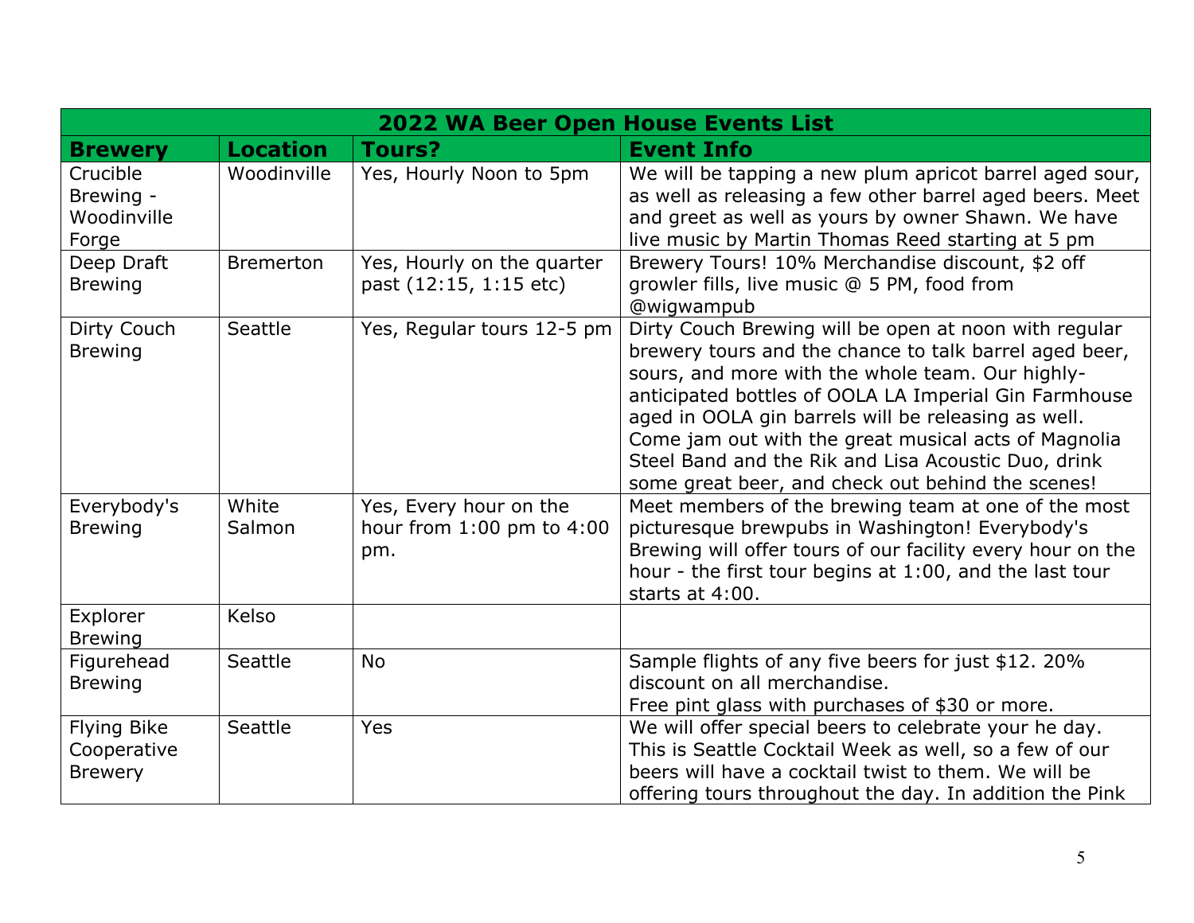| 2022 WA Beer Open House Events List | | | |
|---|---|---|---|
| **Brewery** | **Location** | **Tours?** | **Event Info** |
| Crucible Brewing - Woodinville Forge | Woodinville | Yes, Hourly Noon to 5pm | We will be tapping a new plum apricot barrel aged sour, as well as releasing a few other barrel aged beers. Meet and greet as well as yours by owner Shawn. We have live music by Martin Thomas Reed starting at 5 pm |
| Deep Draft Brewing | Bremerton | Yes, Hourly on the quarter past (12:15, 1:15 etc) | Brewery Tours! 10% Merchandise discount, $2 off growler fills, live music @ 5 PM, food from @wigwampub |
| Dirty Couch Brewing | Seattle | Yes, Regular tours 12-5 pm | Dirty Couch Brewing will be open at noon with regular brewery tours and the chance to talk barrel aged beer, sours, and more with the whole team. Our highly-anticipated bottles of OOLA LA Imperial Gin Farmhouse aged in OOLA gin barrels will be releasing as well. Come jam out with the great musical acts of Magnolia Steel Band and the Rik and Lisa Acoustic Duo, drink some great beer, and check out behind the scenes! |
| Everybody's Brewing | White Salmon | Yes, Every hour on the hour from 1:00 pm to 4:00 pm. | Meet members of the brewing team at one of the most picturesque brewpubs in Washington! Everybody's Brewing will offer tours of our facility every hour on the hour - the first tour begins at 1:00, and the last tour starts at 4:00. |
| Explorer Brewing | Kelso | | |
| Figurehead Brewing | Seattle | No | Sample flights of any five beers for just $12. 20% discount on all merchandise.<br>Free pint glass with purchases of $30 or more. |
| Flying Bike Cooperative Brewery | Seattle | Yes | We will offer special beers to celebrate your he day. This is Seattle Cocktail Week as well, so a few of our beers will have a cocktail twist to them. We will be offering tours throughout the day. In addition the Pink |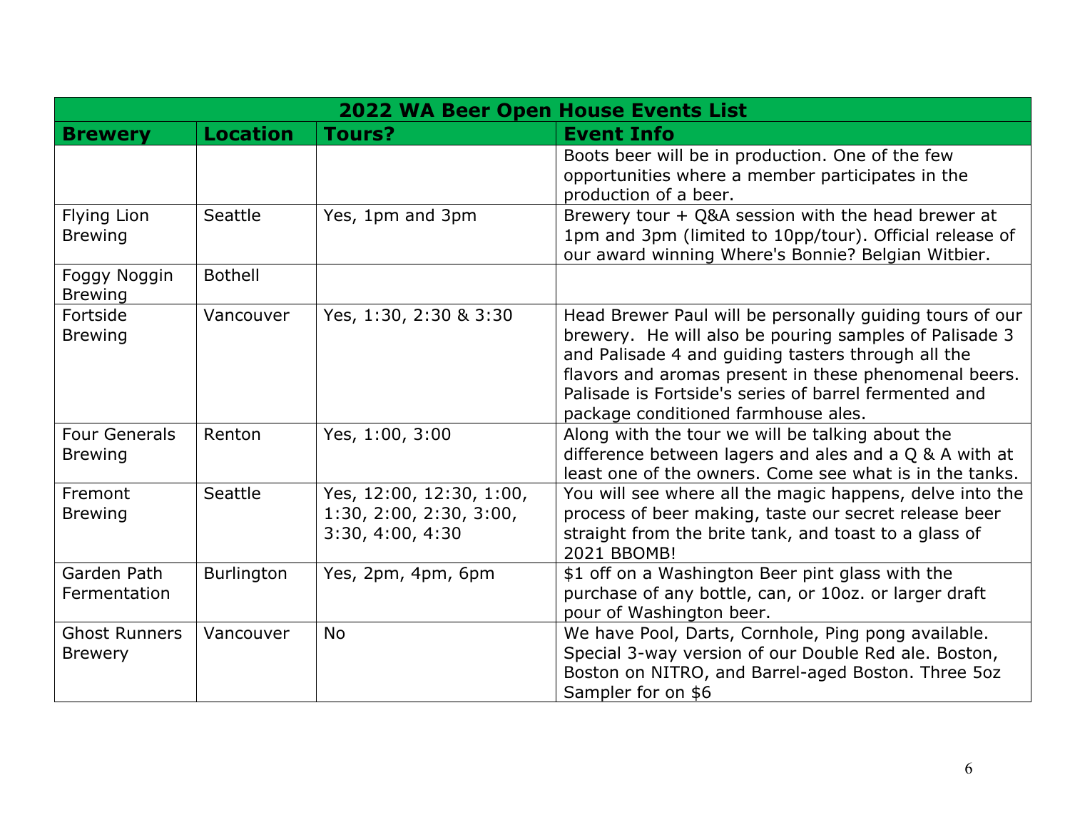| 2022 WA Beer Open House Events List | | | |
|---|---|---|---|
| **Brewery** | **Location** | **Tours?** | **Event Info** |
| | | | Boots beer will be in production. One of the few opportunities where a member participates in the production of a beer. |
| Flying Lion Brewing | Seattle | Yes, 1pm and 3pm | Brewery tour + Q&A session with the head brewer at 1pm and 3pm (limited to 10pp/tour). Official release of our award winning Where's Bonnie? Belgian Witbier. |
| Foggy Noggin Brewing | Bothell | | |
| Fortside Brewing | Vancouver | Yes, 1:30, 2:30 & 3:30 | Head Brewer Paul will be personally guiding tours of our brewery. He will also be pouring samples of Palisade 3 and Palisade 4 and guiding tasters through all the flavors and aromas present in these phenomenal beers. Palisade is Fortside's series of barrel fermented and package conditioned farmhouse ales. |
| Four Generals Brewing | Renton | Yes, 1:00, 3:00 | Along with the tour we will be talking about the difference between lagers and ales and a Q & A with at least one of the owners. Come see what is in the tanks. |
| Fremont Brewing | Seattle | Yes, 12:00, 12:30, 1:00, 1:30, 2:00, 2:30, 3:00, 3:30, 4:00, 4:30 | You will see where all the magic happens, delve into the process of beer making, taste our secret release beer straight from the brite tank, and toast to a glass of 2021 BBOMB! |
| Garden Path Fermentation | Burlington | Yes, 2pm, 4pm, 6pm | $1 off on a Washington Beer pint glass with the purchase of any bottle, can, or 10oz. or larger draft pour of Washington beer. |
| Ghost Runners Brewery | Vancouver | No | We have Pool, Darts, Cornhole, Ping pong available. Special 3-way version of our Double Red ale. Boston, Boston on NITRO, and Barrel-aged Boston. Three 5oz Sampler for on $6 |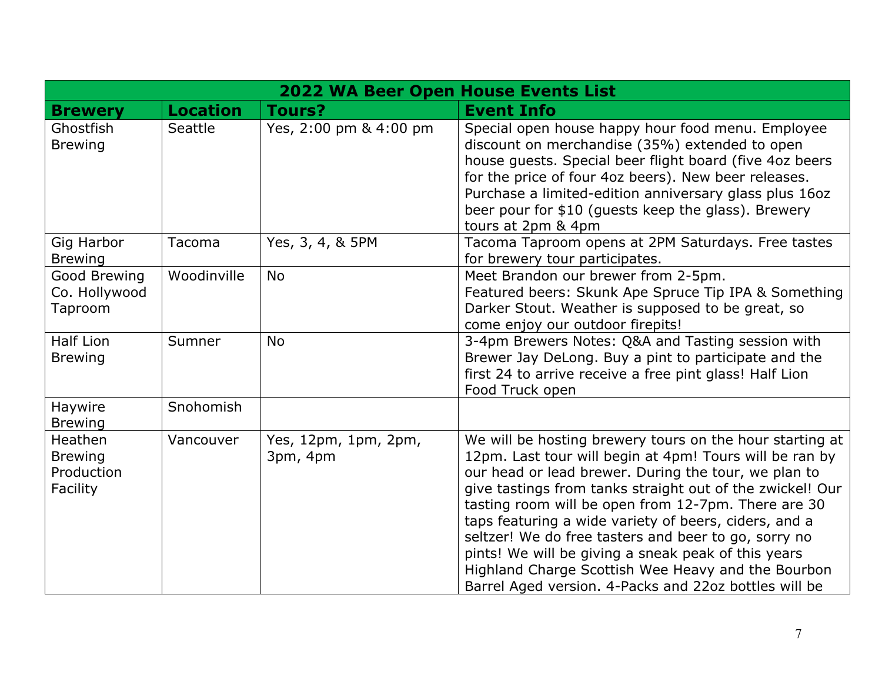| 2022 WA Beer Open House Events List | | | |
|---|---|---|---|
| **Brewery** | **Location** | **Tours?** | **Event Info** |
| Ghostfish Brewing | Seattle | Yes, 2:00 pm & 4:00 pm | Special open house happy hour food menu. Employee discount on merchandise (35%) extended to open house guests. Special beer flight board (five 4oz beers for the price of four 4oz beers). New beer releases. Purchase a limited-edition anniversary glass plus 16oz beer pour for $10 (guests keep the glass). Brewery tours at 2pm & 4pm |
| Gig Harbor Brewing | Tacoma | Yes, 3, 4, & 5PM | Tacoma Taproom opens at 2PM Saturdays. Free tastes for brewery tour participates. |
| Good Brewing Co. Hollywood Taproom | Woodinville | No | Meet Brandon our brewer from 2-5pm. Featured beers: Skunk Ape Spruce Tip IPA & Something Darker Stout. Weather is supposed to be great, so come enjoy our outdoor firepits! |
| Half Lion Brewing | Sumner | No | 3-4pm Brewers Notes: Q&A and Tasting session with Brewer Jay DeLong. Buy a pint to participate and the first 24 to arrive receive a free pint glass! Half Lion Food Truck open |
| Haywire Brewing | Snohomish | | |
| Heathen Brewing Production Facility | Vancouver | Yes, 12pm, 1pm, 2pm, 3pm, 4pm | We will be hosting brewery tours on the hour starting at 12pm. Last tour will begin at 4pm! Tours will be ran by our head or lead brewer. During the tour, we plan to give tastings from tanks straight out of the zwickel! Our tasting room will be open from 12-7pm. There are 30 taps featuring a wide variety of beers, ciders, and a seltzer! We do free tasters and beer to go, sorry no pints! We will be giving a sneak peak of this years Highland Charge Scottish Wee Heavy and the Bourbon Barrel Aged version. 4-Packs and 22oz bottles will be |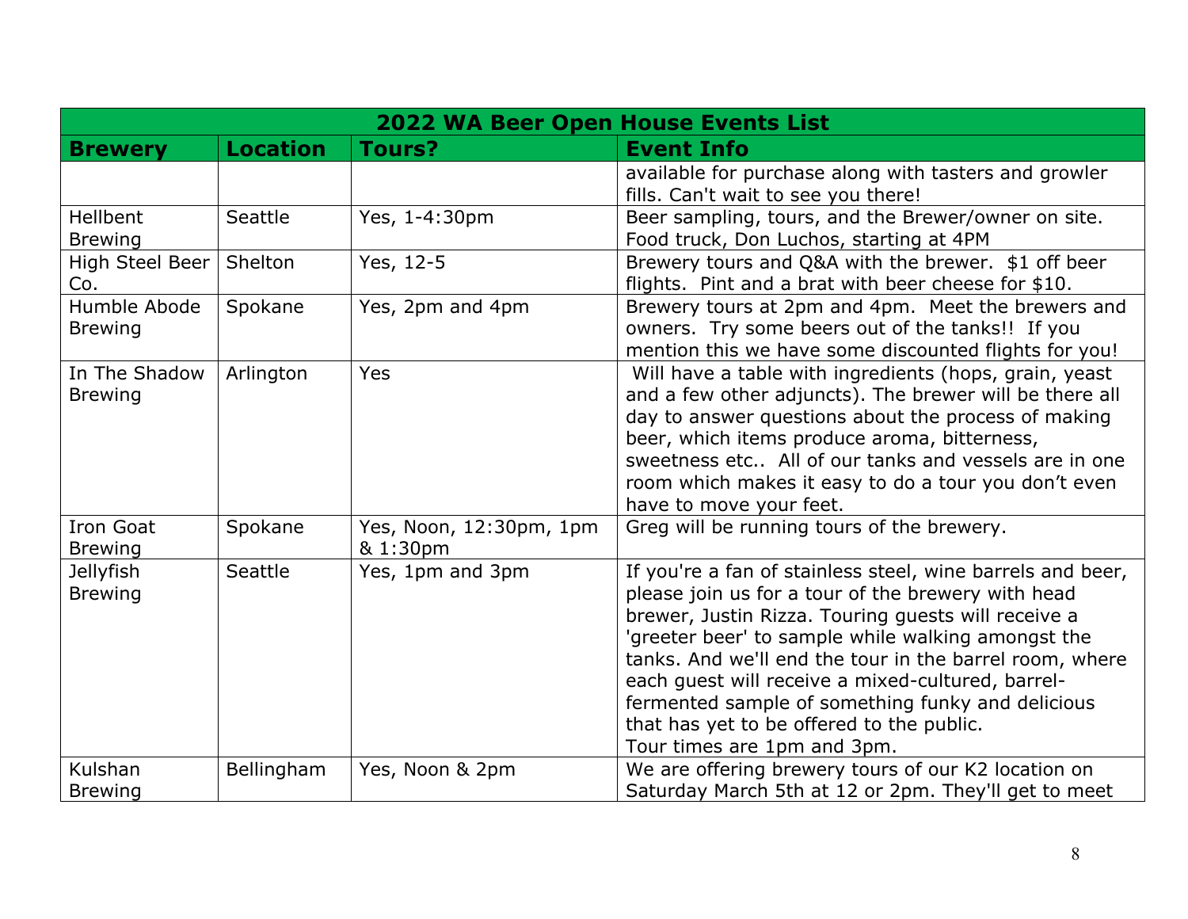| 2022 WA Beer Open House Events List | | | |
|---|---|---|---|
| **Brewery** | **Location** | **Tours?** | **Event Info** |
| | | | available for purchase along with tasters and growler fills. Can't wait to see you there! |
| Hellbent Brewing | Seattle | Yes, 1-4:30pm | Beer sampling, tours, and the Brewer/owner on site. Food truck, Don Luchos, starting at 4PM |
| High Steel Beer Co. | Shelton | Yes, 12-5 | Brewery tours and Q&A with the brewer. $1 off beer flights. Pint and a brat with beer cheese for $10. |
| Humble Abode Brewing | Spokane | Yes, 2pm and 4pm | Brewery tours at 2pm and 4pm. Meet the brewers and owners. Try some beers out of the tanks!! If you mention this we have some discounted flights for you! |
| In The Shadow Brewing | Arlington | Yes | Will have a table with ingredients (hops, grain, yeast and a few other adjuncts). The brewer will be there all day to answer questions about the process of making beer, which items produce aroma, bitterness, sweetness etc.. All of our tanks and vessels are in one room which makes it easy to do a tour you don't even have to move your feet. |
| Iron Goat Brewing | Spokane | Yes, Noon, 12:30pm, 1pm & 1:30pm | Greg will be running tours of the brewery. |
| Jellyfish Brewing | Seattle | Yes, 1pm and 3pm | If you're a fan of stainless steel, wine barrels and beer, please join us for a tour of the brewery with head brewer, Justin Rizza. Touring guests will receive a 'greeter beer' to sample while walking amongst the tanks. And we'll end the tour in the barrel room, where each guest will receive a mixed-cultured, barrel-fermented sample of something funky and delicious that has yet to be offered to the public. Tour times are 1pm and 3pm. |
| Kulshan Brewing | Bellingham | Yes, Noon & 2pm | We are offering brewery tours of our K2 location on Saturday March 5th at 12 or 2pm. They'll get to meet |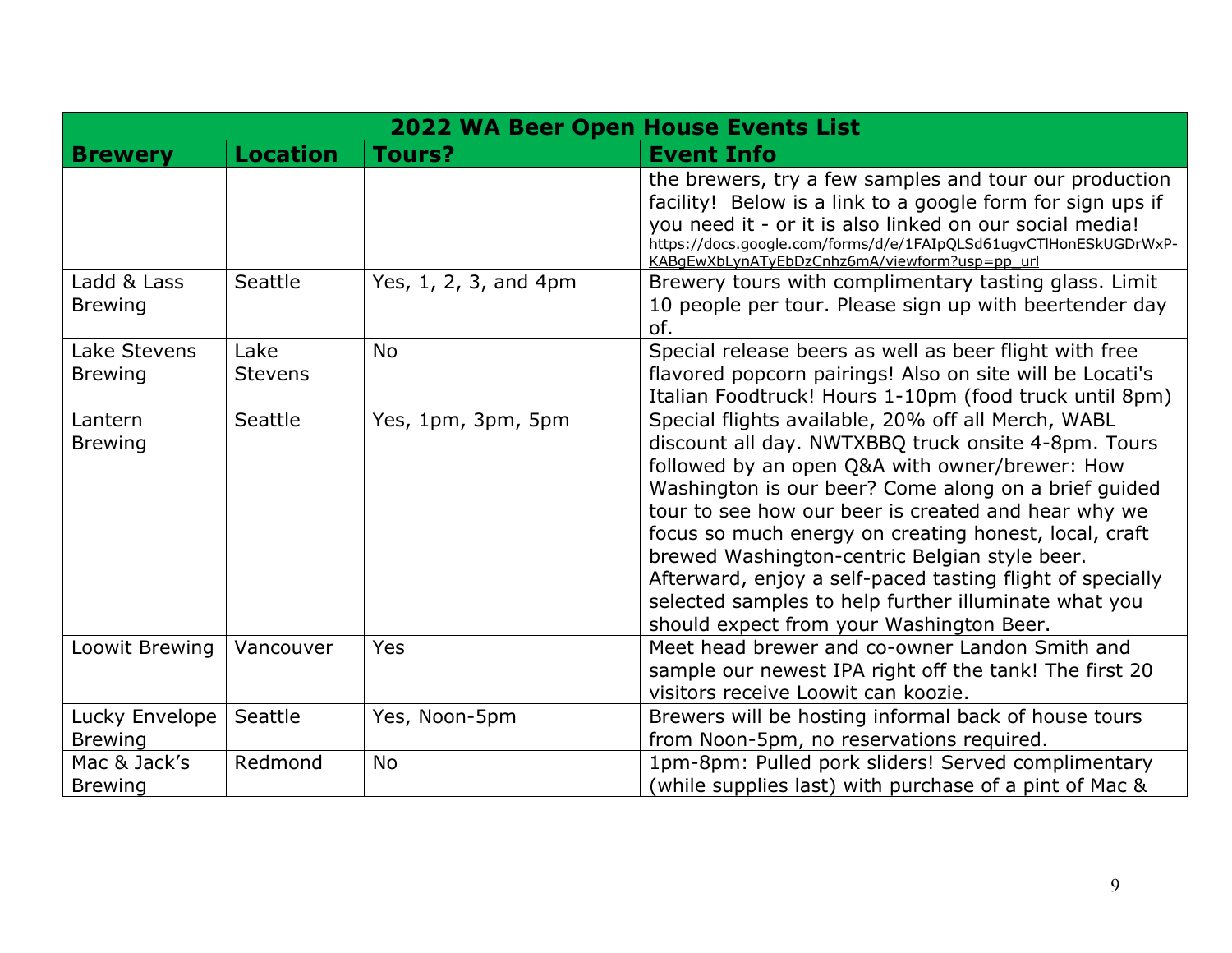| 2022 WA Beer Open House Events List | | | |
|---|---|---|---|
| **Brewery** | **Location** | **Tours?** | **Event Info** |
| | | | the brewers, try a few samples and tour our production facility! Below is a link to a google form for sign ups if you need it - or it is also linked on our social media! https://docs.google.com/forms/d/e/1FAIpQLSd61ugvCTlHonESkUGDrWxP-KABgEwXbLynATyEbDzCnhz6mA/viewform?usp=pp_url |
| Ladd & Lass Brewing | Seattle | Yes, 1, 2, 3, and 4pm | Brewery tours with complimentary tasting glass. Limit 10 people per tour. Please sign up with beertender day of. |
| Lake Stevens Brewing | Lake Stevens | No | Special release beers as well as beer flight with free flavored popcorn pairings! Also on site will be Locati's Italian Foodtruck! Hours 1-10pm (food truck until 8pm) |
| Lantern Brewing | Seattle | Yes, 1pm, 3pm, 5pm | Special flights available, 20% off all Merch, WABL discount all day. NWTXBBQ truck onsite 4-8pm. Tours followed by an open Q&A with owner/brewer: How Washington is our beer? Come along on a brief guided tour to see how our beer is created and hear why we focus so much energy on creating honest, local, craft brewed Washington-centric Belgian style beer. Afterward, enjoy a self-paced tasting flight of specially selected samples to help further illuminate what you should expect from your Washington Beer. |
| Loowit Brewing | Vancouver | Yes | Meet head brewer and co-owner Landon Smith and sample our newest IPA right off the tank! The first 20 visitors receive Loowit can koozie. |
| Lucky Envelope Brewing | Seattle | Yes, Noon-5pm | Brewers will be hosting informal back of house tours from Noon-5pm, no reservations required. |
| Mac & Jack's Brewing | Redmond | No | 1pm-8pm: Pulled pork sliders! Served complimentary (while supplies last) with purchase of a pint of Mac & |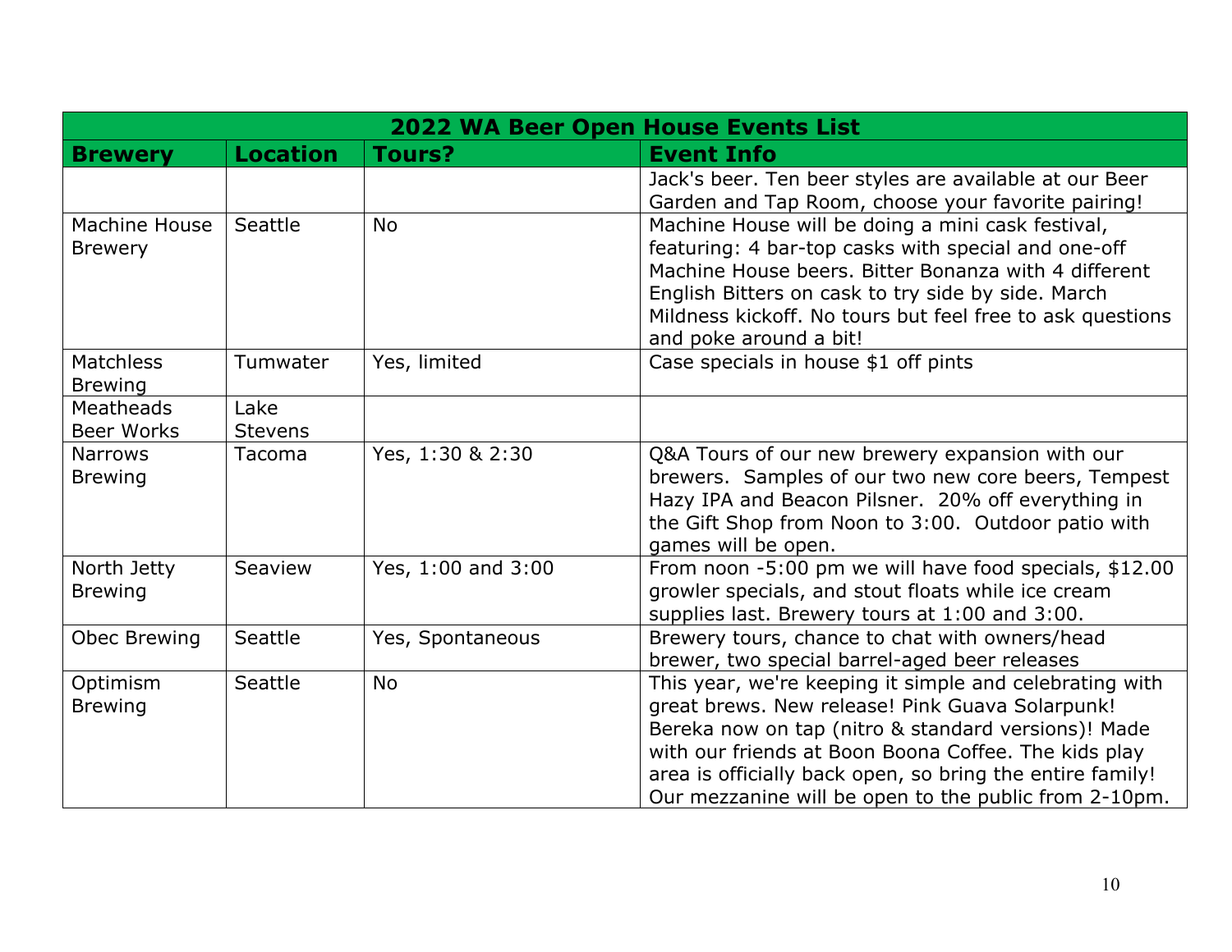| 2022 WA Beer Open House Events List | | | |
|---|---|---|---|
| **Brewery** | **Location** | **Tours?** | **Event Info** |
| | | | Jack's beer. Ten beer styles are available at our Beer Garden and Tap Room, choose your favorite pairing! |
| Machine House Brewery | Seattle | No | Machine House will be doing a mini cask festival, featuring: 4 bar-top casks with special and one-off Machine House beers. Bitter Bonanza with 4 different English Bitters on cask to try side by side. March Mildness kickoff. No tours but feel free to ask questions and poke around a bit! |
| Matchless Brewing | Tumwater | Yes, limited | Case specials in house $1 off pints |
| Meatheads Beer Works | Lake Stevens | | |
| Narrows Brewing | Tacoma | Yes, 1:30 & 2:30 | Q&A Tours of our new brewery expansion with our brewers. Samples of our two new core beers, Tempest Hazy IPA and Beacon Pilsner. 20% off everything in the Gift Shop from Noon to 3:00. Outdoor patio with games will be open. |
| North Jetty Brewing | Seaview | Yes, 1:00 and 3:00 | From noon -5:00 pm we will have food specials, $12.00 growler specials, and stout floats while ice cream supplies last. Brewery tours at 1:00 and 3:00. |
| Obec Brewing | Seattle | Yes, Spontaneous | Brewery tours, chance to chat with owners/head brewer, two special barrel-aged beer releases |
| Optimism Brewing | Seattle | No | This year, we're keeping it simple and celebrating with great brews. New release! Pink Guava Solarpunk! Bereka now on tap (nitro & standard versions)! Made with our friends at Boon Boona Coffee. The kids play area is officially back open, so bring the entire family! Our mezzanine will be open to the public from 2-10pm. |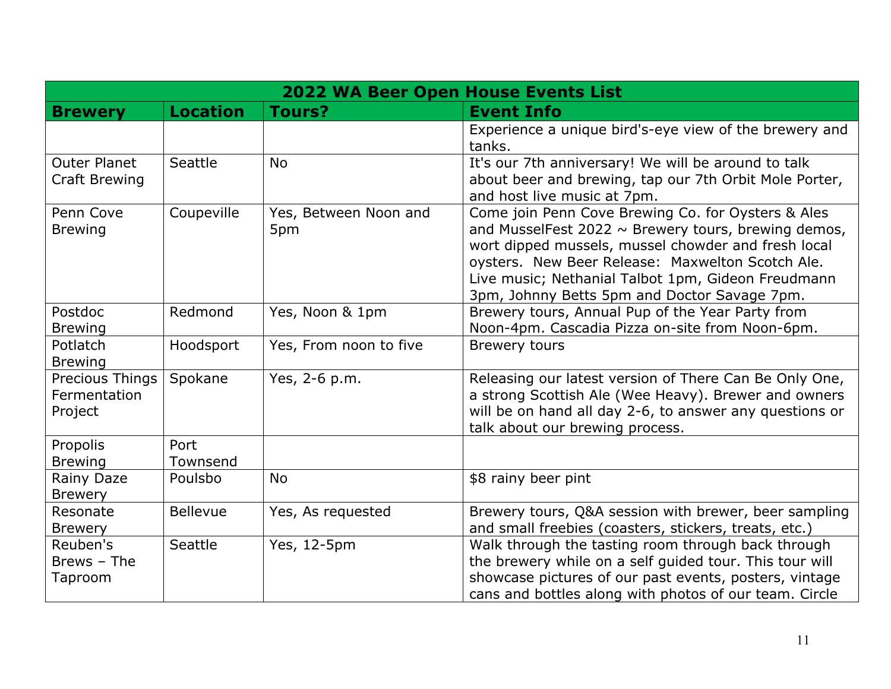| 2022 WA Beer Open House Events List | | | |
|---|---|---|---|
| **Brewery** | **Location** | **Tours?** | **Event Info** |
| | | | Experience a unique bird's-eye view of the brewery and tanks. |
| Outer Planet Craft Brewing | Seattle | No | It's our 7th anniversary! We will be around to talk about beer and brewing, tap our 7th Orbit Mole Porter, and host live music at 7pm. |
| Penn Cove Brewing | Coupeville | Yes, Between Noon and 5pm | Come join Penn Cove Brewing Co. for Oysters & Ales and MusselFest 2022 ~ Brewery tours, brewing demos, wort dipped mussels, mussel chowder and fresh local oysters. New Beer Release: Maxwelton Scotch Ale. Live music; Nethanial Talbot 1pm, Gideon Freudmann 3pm, Johnny Betts 5pm and Doctor Savage 7pm. |
| Postdoc Brewing | Redmond | Yes, Noon & 1pm | Brewery tours, Annual Pup of the Year Party from Noon-4pm. Cascadia Pizza on-site from Noon-6pm. |
| Potlatch Brewing | Hoodsport | Yes, From noon to five | Brewery tours |
| Precious Things Fermentation Project | Spokane | Yes, 2-6 p.m. | Releasing our latest version of There Can Be Only One, a strong Scottish Ale (Wee Heavy). Brewer and owners will be on hand all day 2-6, to answer any questions or talk about our brewing process. |
| Propolis Brewing | Port Townsend | | |
| Rainy Daze Brewery | Poulsbo | No | $8 rainy beer pint |
| Resonate Brewery | Bellevue | Yes, As requested | Brewery tours, Q&A session with brewer, beer sampling and small freebies (coasters, stickers, treats, etc.) |
| Reuben's Brews – The Taproom | Seattle | Yes, 12-5pm | Walk through the tasting room through back through the brewery while on a self guided tour. This tour will showcase pictures of our past events, posters, vintage cans and bottles along with photos of our team. Circle |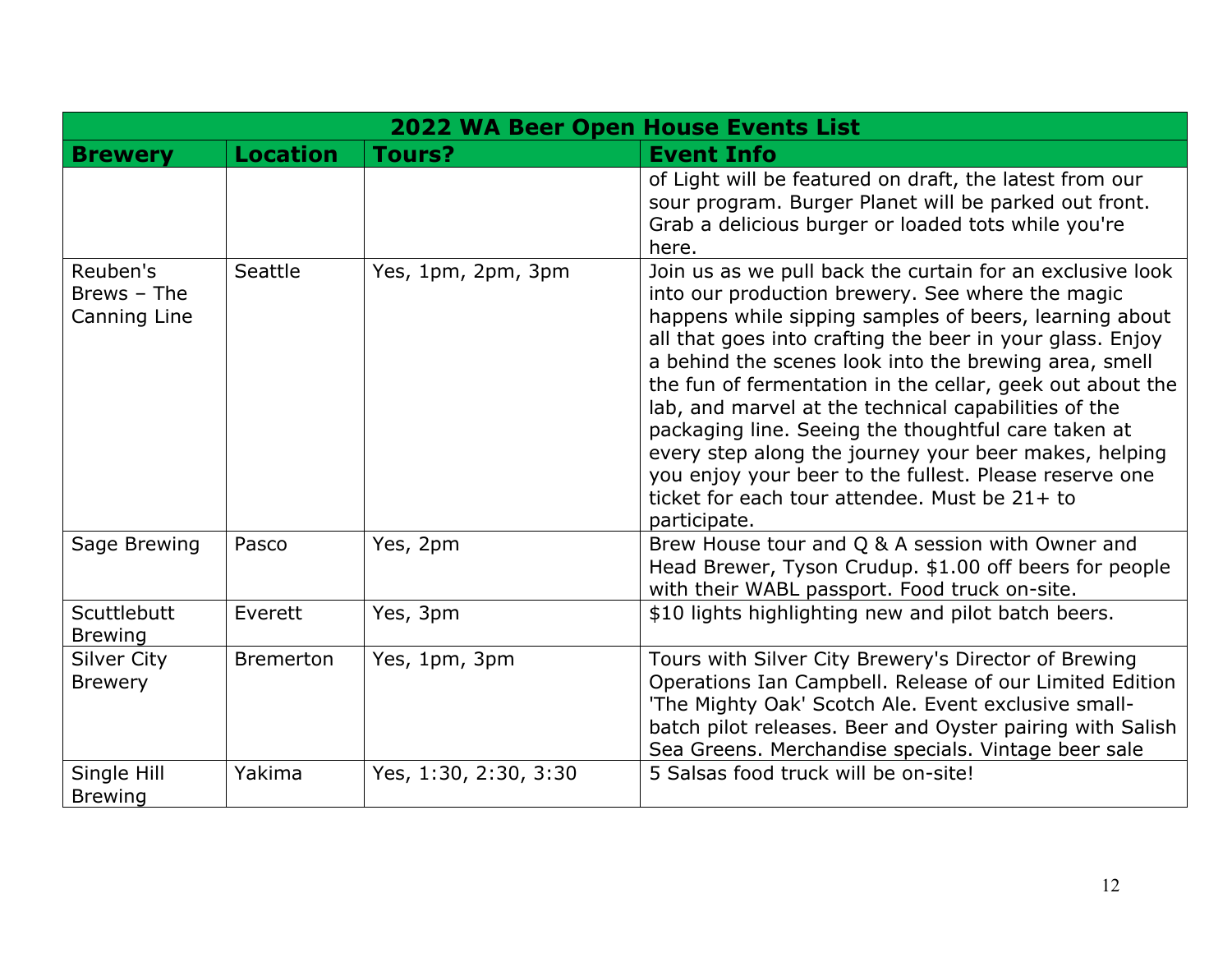| 2022 WA Beer Open House Events List | | | |
|---|---|---|---|
| **Brewery** | **Location** | **Tours?** | **Event Info** |
| | | | of Light will be featured on draft, the latest from our sour program. Burger Planet will be parked out front. Grab a delicious burger or loaded tots while you're here. |
| Reuben's Brews – The Canning Line | Seattle | Yes, 1pm, 2pm, 3pm | Join us as we pull back the curtain for an exclusive look into our production brewery. See where the magic happens while sipping samples of beers, learning about all that goes into crafting the beer in your glass. Enjoy a behind the scenes look into the brewing area, smell the fun of fermentation in the cellar, geek out about the lab, and marvel at the technical capabilities of the packaging line. Seeing the thoughtful care taken at every step along the journey your beer makes, helping you enjoy your beer to the fullest. Please reserve one ticket for each tour attendee. Must be 21+ to participate. |
| Sage Brewing | Pasco | Yes, 2pm | Brew House tour and Q & A session with Owner and Head Brewer, Tyson Crudup. $1.00 off beers for people with their WABL passport. Food truck on-site. |
| Scuttlebutt Brewing | Everett | Yes, 3pm | $10 lights highlighting new and pilot batch beers. |
| Silver City Brewery | Bremerton | Yes, 1pm, 3pm | Tours with Silver City Brewery's Director of Brewing Operations Ian Campbell. Release of our Limited Edition 'The Mighty Oak' Scotch Ale. Event exclusive small-batch pilot releases. Beer and Oyster pairing with Salish Sea Greens. Merchandise specials. Vintage beer sale |
| Single Hill Brewing | Yakima | Yes, 1:30, 2:30, 3:30 | 5 Salsas food truck will be on-site! |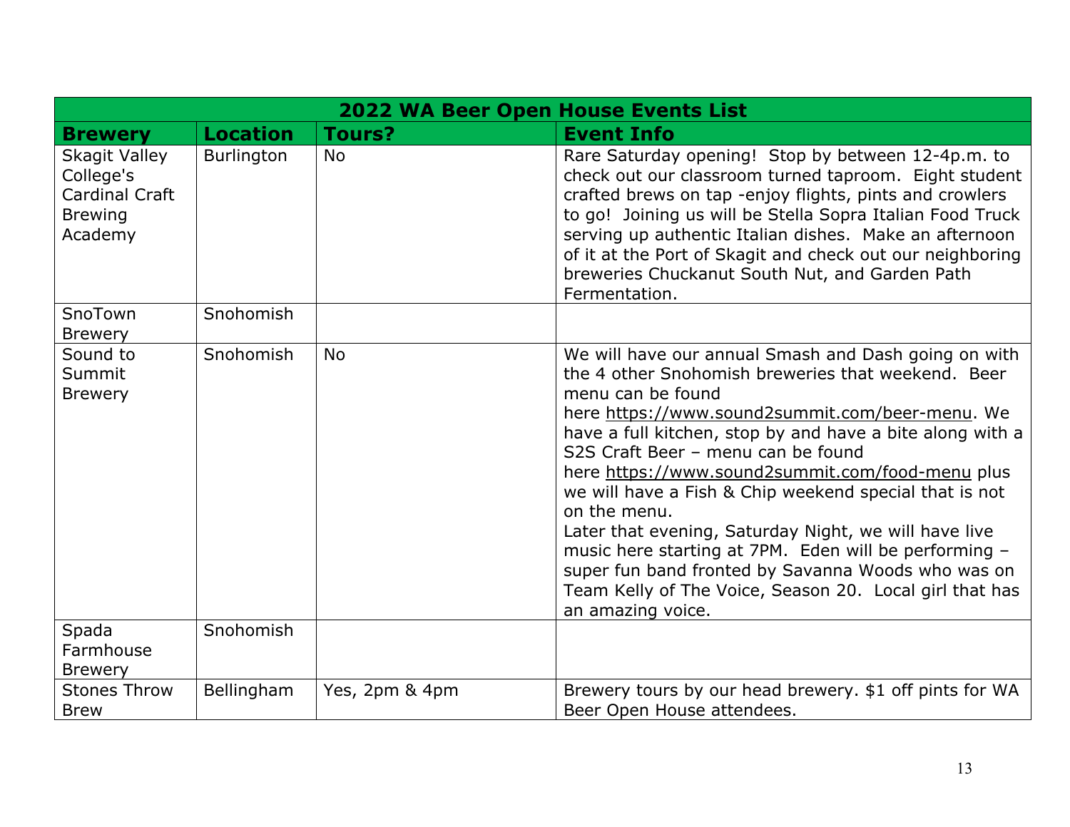| 2022 WA Beer Open House Events List | | | |
|---|---|---|---|
| **Brewery** | **Location** | **Tours?** | **Event Info** |
| Skagit Valley College's Cardinal Craft Brewing Academy | Burlington | No | Rare Saturday opening! Stop by between 12-4p.m. to check out our classroom turned taproom. Eight student crafted brews on tap -enjoy flights, pints and crowlers to go! Joining us will be Stella Sopra Italian Food Truck serving up authentic Italian dishes. Make an afternoon of it at the Port of Skagit and check out our neighboring breweries Chuckanut South Nut, and Garden Path Fermentation. |
| SnoTown Brewery | Snohomish | | |
| Sound to Summit Brewery | Snohomish | No | We will have our annual Smash and Dash going on with the 4 other Snohomish breweries that weekend. Beer menu can be found here https://www.sound2summit.com/beer-menu. We have a full kitchen, stop by and have a bite along with a S2S Craft Beer – menu can be found here https://www.sound2summit.com/food-menu plus we will have a Fish & Chip weekend special that is not on the menu. Later that evening, Saturday Night, we will have live music here starting at 7PM. Eden will be performing – super fun band fronted by Savanna Woods who was on Team Kelly of The Voice, Season 20. Local girl that has an amazing voice. |
| Spada Farmhouse Brewery | Snohomish | | |
| Stones Throw Brew | Bellingham | Yes, 2pm & 4pm | Brewery tours by our head brewery. $1 off pints for WA Beer Open House attendees. |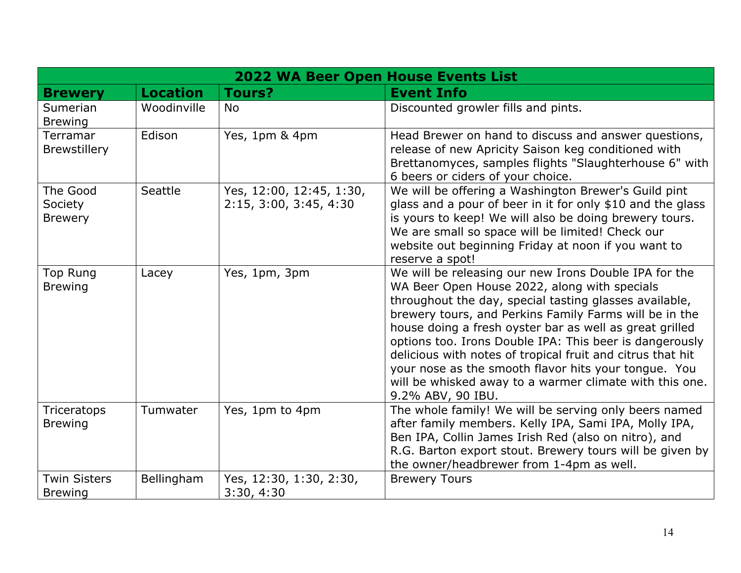| 2022 WA Beer Open House Events List | | | |
|---|---|---|---|
| **Brewery** | **Location** | **Tours?** | **Event Info** |
| Sumerian Brewing | Woodinville | No | Discounted growler fills and pints. |
| Terramar Brewstillery | Edison | Yes, 1pm & 4pm | Head Brewer on hand to discuss and answer questions, release of new Apricity Saison keg conditioned with Brettanomyces, samples flights "Slaughterhouse 6" with 6 beers or ciders of your choice. |
| The Good Society Brewery | Seattle | Yes, 12:00, 12:45, 1:30, 2:15, 3:00, 3:45, 4:30 | We will be offering a Washington Brewer's Guild pint glass and a pour of beer in it for only $10 and the glass is yours to keep! We will also be doing brewery tours. We are small so space will be limited! Check our website out beginning Friday at noon if you want to reserve a spot! |
| Top Rung Brewing | Lacey | Yes, 1pm, 3pm | We will be releasing our new Irons Double IPA for the WA Beer Open House 2022, along with specials throughout the day, special tasting glasses available, brewery tours, and Perkins Family Farms will be in the house doing a fresh oyster bar as well as great grilled options too. Irons Double IPA: This beer is dangerously delicious with notes of tropical fruit and citrus that hit your nose as the smooth flavor hits your tongue. You will be whisked away to a warmer climate with this one. 9.2% ABV, 90 IBU. |
| Triceratops Brewing | Tumwater | Yes, 1pm to 4pm | The whole family! We will be serving only beers named after family members. Kelly IPA, Sami IPA, Molly IPA, Ben IPA, Collin James Irish Red (also on nitro), and R.G. Barton export stout. Brewery tours will be given by the owner/headbrewer from 1-4pm as well. |
| Twin Sisters Brewing | Bellingham | Yes, 12:30, 1:30, 2:30, 3:30, 4:30 | Brewery Tours |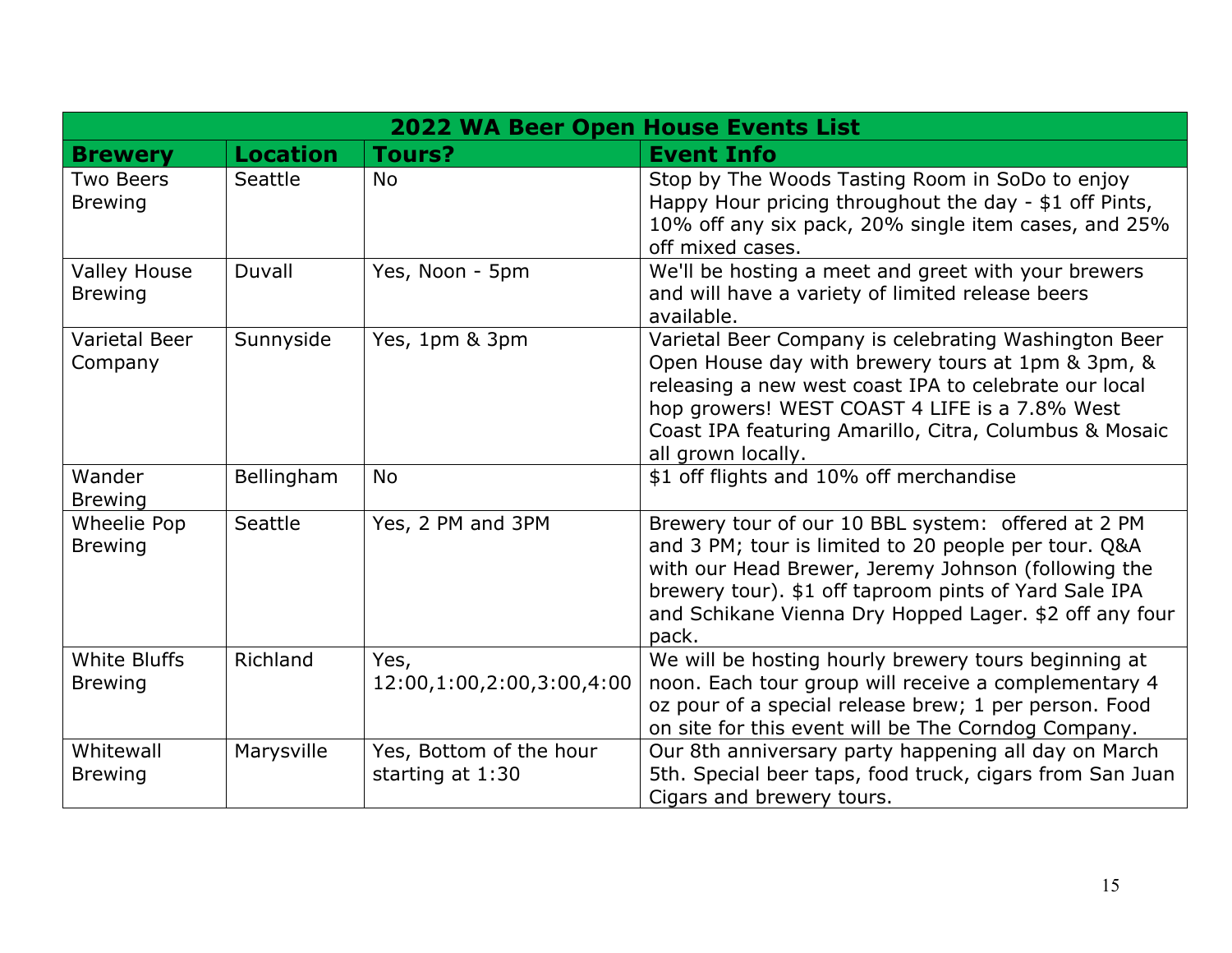| 2022 WA Beer Open House Events List | | | |
|---|---|---|---|
| **Brewery** | **Location** | **Tours?** | **Event Info** |
| Two Beers Brewing | Seattle | No | Stop by The Woods Tasting Room in SoDo to enjoy Happy Hour pricing throughout the day - $1 off Pints, 10% off any six pack, 20% single item cases, and 25% off mixed cases. |
| Valley House Brewing | Duvall | Yes, Noon - 5pm | We'll be hosting a meet and greet with your brewers and will have a variety of limited release beers available. |
| Varietal Beer Company | Sunnyside | Yes, 1pm & 3pm | Varietal Beer Company is celebrating Washington Beer Open House day with brewery tours at 1pm & 3pm, & releasing a new west coast IPA to celebrate our local hop growers! WEST COAST 4 LIFE is a 7.8% West Coast IPA featuring Amarillo, Citra, Columbus & Mosaic all grown locally. |
| Wander Brewing | Bellingham | No | $1 off flights and 10% off merchandise |
| Wheelie Pop Brewing | Seattle | Yes, 2 PM and 3PM | Brewery tour of our 10 BBL system: offered at 2 PM and 3 PM; tour is limited to 20 people per tour. Q&A with our Head Brewer, Jeremy Johnson (following the brewery tour). $1 off taproom pints of Yard Sale IPA and Schikane Vienna Dry Hopped Lager. $2 off any four pack. |
| White Bluffs Brewing | Richland | Yes, 12:00,1:00,2:00,3:00,4:00 | We will be hosting hourly brewery tours beginning at noon. Each tour group will receive a complementary 4 oz pour of a special release brew; 1 per person. Food on site for this event will be The Corndog Company. |
| Whitewall Brewing | Marysville | Yes, Bottom of the hour starting at 1:30 | Our 8th anniversary party happening all day on March 5th. Special beer taps, food truck, cigars from San Juan Cigars and brewery tours. |